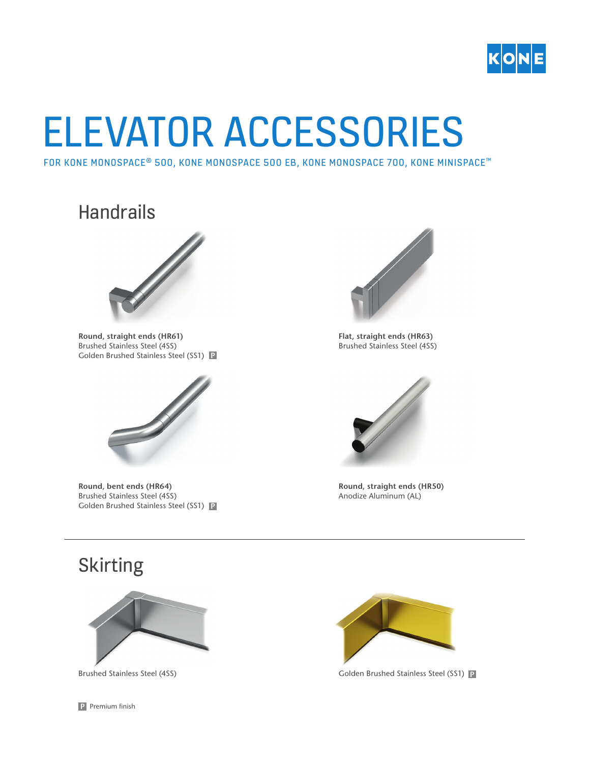# ELEVATOR ACCESSORIES

FOR KONE MONOSPACE® 500, KONE MONOSPACE 500 EB, KONE MONOSPACE 700, KONE MINISPACE™

## Handrails

**Round, straight ends (HR61)**
Brushed Stainless Steel (4SS)
Golden Brushed Stainless Steel (SS1) P

**Flat, straight ends (HR63)**
Brushed Stainless Steel (4SS)

**Round, bent ends (HR64)**
Brushed Stainless Steel (4SS)
Golden Brushed Stainless Steel (SS1) P

**Round, straight ends (HR50)**
Anodize Aluminum (AL)

## Skirting

Brushed Stainless Steel (4SS)

Golden Brushed Stainless Steel (SS1) P

P Premium finish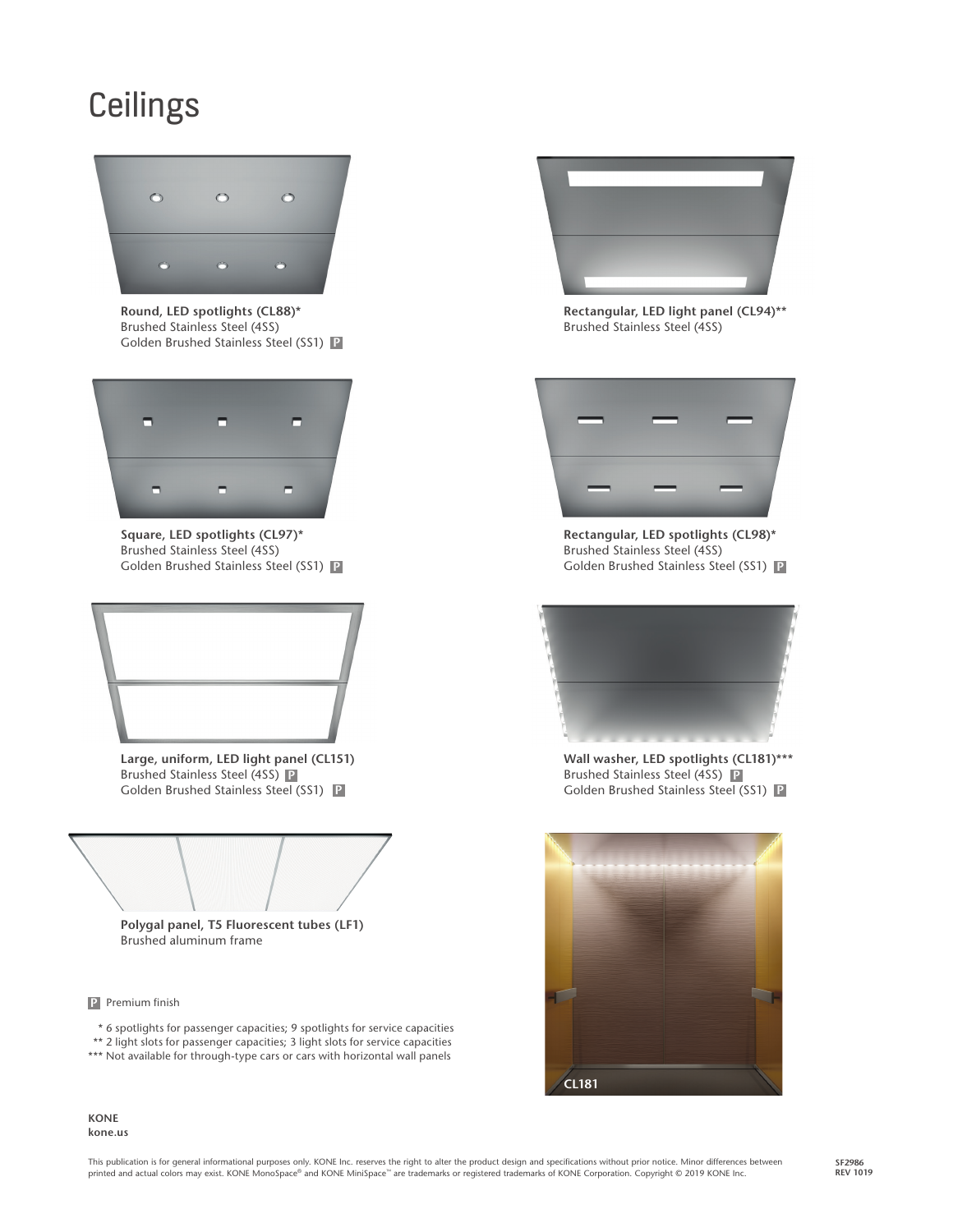# Ceilings

**Round, LED spotlights (CL88)***
Brushed Stainless Steel (4SS)
Golden Brushed Stainless Steel (SS1) P

**Rectangular, LED light panel (CL94)****
Brushed Stainless Steel (4SS)

**Square, LED spotlights (CL97)***
Brushed Stainless Steel (4SS)
Golden Brushed Stainless Steel (SS1) P

**Rectangular, LED spotlights (CL98)***
Brushed Stainless Steel (4SS)
Golden Brushed Stainless Steel (SS1) P

**Large, uniform, LED light panel (CL151)**
Brushed Stainless Steel (4SS) P
Golden Brushed Stainless Steel (SS1) P

**Wall washer, LED spotlights (CL181)*****
Brushed Stainless Steel (4SS) P
Golden Brushed Stainless Steel (SS1) P

**Polygal panel, T5 Fluorescent tubes (LF1)**
Brushed aluminum frame

CL181

P Premium finish

\* 6 spotlights for passenger capacities; 9 spotlights for service capacities
** 2 light slots for passenger capacities; 3 light slots for service capacities
*** Not available for through-type cars or cars with horizontal wall panels

**KONE**
**kone.us**

This publication is for general informational purposes only. KONE Inc. reserves the right to alter the product design and specifications without prior notice. Minor differences between printed and actual colors may exist. KONE MonoSpace® and KONE MiniSpace™ are trademarks or registered trademarks of KONE Corporation. Copyright © 2019 KONE Inc.

**SF2986**
**REV 1019**